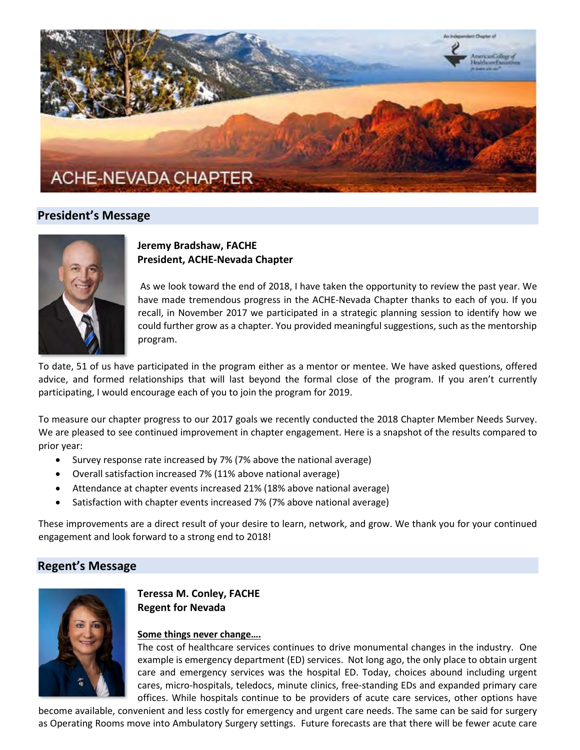# ACHE-NEVADA CHAPTER

## President's Message

**Jeremy Bradshaw, FACHE**
**President, ACHE-Nevada Chapter**

As we look toward the end of 2018, I have taken the opportunity to review the past year. We have made tremendous progress in the ACHE-Nevada Chapter thanks to each of you. If you recall, in November 2017 we participated in a strategic planning session to identify how we could further grow as a chapter. You provided meaningful suggestions, such as the mentorship program.

To date, 51 of us have participated in the program either as a mentor or mentee. We have asked questions, offered advice, and formed relationships that will last beyond the formal close of the program. If you aren't currently participating, I would encourage each of you to join the program for 2019.

To measure our chapter progress to our 2017 goals we recently conducted the 2018 Chapter Member Needs Survey. We are pleased to see continued improvement in chapter engagement. Here is a snapshot of the results compared to prior year:

- Survey response rate increased by 7% (7% above the national average)
- Overall satisfaction increased 7% (11% above national average)
- Attendance at chapter events increased 21% (18% above national average)
- Satisfaction with chapter events increased 7% (7% above national average)

These improvements are a direct result of your desire to learn, network, and grow. We thank you for your continued engagement and look forward to a strong end to 2018!

## Regent's Message

**Teressa M. Conley, FACHE**
**Regent for Nevada**

**Some things never change….**

The cost of healthcare services continues to drive monumental changes in the industry. One example is emergency department (ED) services. Not long ago, the only place to obtain urgent care and emergency services was the hospital ED. Today, choices abound including urgent cares, micro-hospitals, teledocs, minute clinics, free-standing EDs and expanded primary care offices. While hospitals continue to be providers of acute care services, other options have become available, convenient and less costly for emergency and urgent care needs. The same can be said for surgery as Operating Rooms move into Ambulatory Surgery settings. Future forecasts are that there will be fewer acute care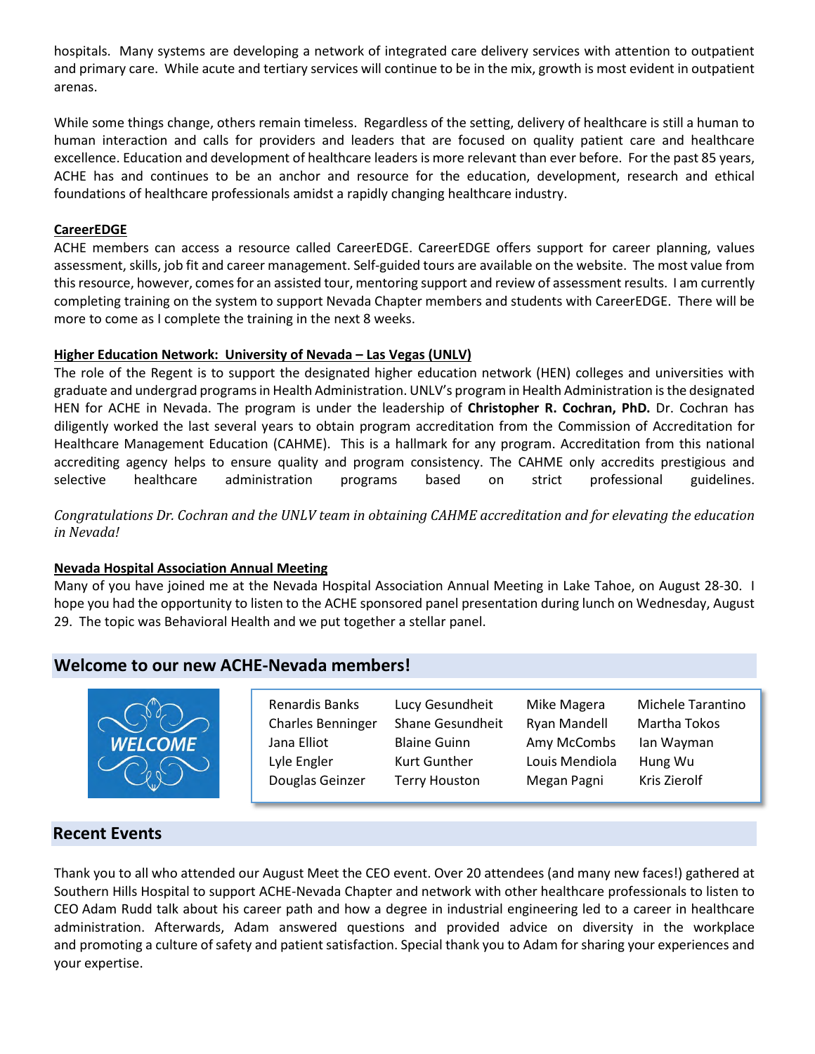hospitals. Many systems are developing a network of integrated care delivery services with attention to outpatient and primary care. While acute and tertiary services will continue to be in the mix, growth is most evident in outpatient arenas.

While some things change, others remain timeless. Regardless of the setting, delivery of healthcare is still a human to human interaction and calls for providers and leaders that are focused on quality patient care and healthcare excellence. Education and development of healthcare leaders is more relevant than ever before. For the past 85 years, ACHE has and continues to be an anchor and resource for the education, development, research and ethical foundations of healthcare professionals amidst a rapidly changing healthcare industry.

**CareerEDGE**

ACHE members can access a resource called CareerEDGE. CareerEDGE offers support for career planning, values assessment, skills, job fit and career management. Self-guided tours are available on the website. The most value from this resource, however, comes for an assisted tour, mentoring support and review of assessment results. I am currently completing training on the system to support Nevada Chapter members and students with CareerEDGE. There will be more to come as I complete the training in the next 8 weeks.

**Higher Education Network: University of Nevada – Las Vegas (UNLV)**

The role of the Regent is to support the designated higher education network (HEN) colleges and universities with graduate and undergrad programs in Health Administration. UNLV's program in Health Administration is the designated HEN for ACHE in Nevada. The program is under the leadership of **Christopher R. Cochran, PhD.** Dr. Cochran has diligently worked the last several years to obtain program accreditation from the Commission of Accreditation for Healthcare Management Education (CAHME). This is a hallmark for any program. Accreditation from this national accrediting agency helps to ensure quality and program consistency. The CAHME only accredits prestigious and selective healthcare administration programs based on strict professional guidelines.

*Congratulations Dr. Cochran and the UNLV team in obtaining CAHME accreditation and for elevating the education in Nevada!*

**Nevada Hospital Association Annual Meeting**

Many of you have joined me at the Nevada Hospital Association Annual Meeting in Lake Tahoe, on August 28-30. I hope you had the opportunity to listen to the ACHE sponsored panel presentation during lunch on Wednesday, August 29. The topic was Behavioral Health and we put together a stellar panel.

## Welcome to our new ACHE-Nevada members!

WELCOME

| | | | |
|---|---|---|---|
| Renardis Banks | Lucy Gesundheit | Mike Magera | Michele Tarantino |
| Charles Benninger | Shane Gesundheit | Ryan Mandell | Martha Tokos |
| Jana Elliot | Blaine Guinn | Amy McCombs | Ian Wayman |
| Lyle Engler | Kurt Gunther | Louis Mendiola | Hung Wu |
| Douglas Geinzer | Terry Houston | Megan Pagni | Kris Zierolf |

## Recent Events

Thank you to all who attended our August Meet the CEO event. Over 20 attendees (and many new faces!) gathered at Southern Hills Hospital to support ACHE-Nevada Chapter and network with other healthcare professionals to listen to CEO Adam Rudd talk about his career path and how a degree in industrial engineering led to a career in healthcare administration. Afterwards, Adam answered questions and provided advice on diversity in the workplace and promoting a culture of safety and patient satisfaction. Special thank you to Adam for sharing your experiences and your expertise.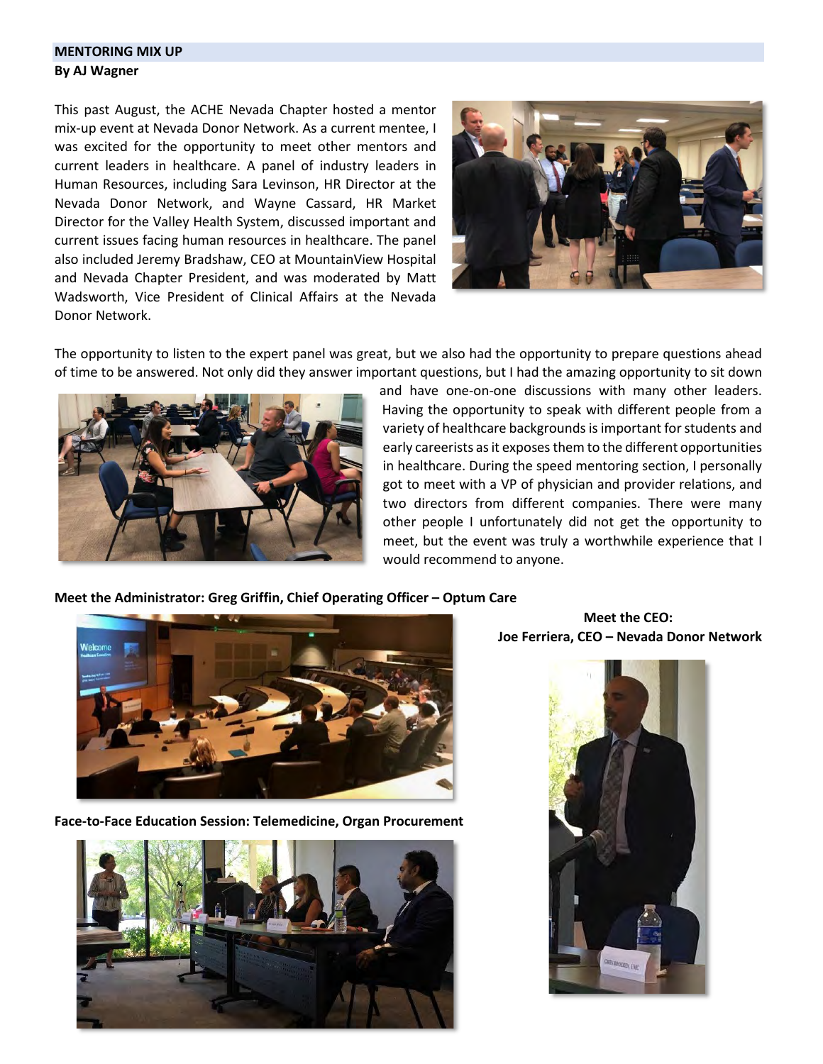## MENTORING MIX UP

**By AJ Wagner**

This past August, the ACHE Nevada Chapter hosted a mentor mix-up event at Nevada Donor Network. As a current mentee, I was excited for the opportunity to meet other mentors and current leaders in healthcare. A panel of industry leaders in Human Resources, including Sara Levinson, HR Director at the Nevada Donor Network, and Wayne Cassard, HR Market Director for the Valley Health System, discussed important and current issues facing human resources in healthcare. The panel also included Jeremy Bradshaw, CEO at MountainView Hospital and Nevada Chapter President, and was moderated by Matt Wadsworth, Vice President of Clinical Affairs at the Nevada Donor Network.

The opportunity to listen to the expert panel was great, but we also had the opportunity to prepare questions ahead of time to be answered. Not only did they answer important questions, but I had the amazing opportunity to sit down and have one-on-one discussions with many other leaders. Having the opportunity to speak with different people from a variety of healthcare backgrounds is important for students and early careerists as it exposes them to the different opportunities in healthcare. During the speed mentoring section, I personally got to meet with a VP of physician and provider relations, and two directors from different companies. There were many other people I unfortunately did not get the opportunity to meet, but the event was truly a worthwhile experience that I would recommend to anyone.

**Meet the Administrator: Greg Griffin, Chief Operating Officer – Optum Care**

**Face-to-Face Education Session: Telemedicine, Organ Procurement**

**Meet the CEO:**
**Joe Ferriera, CEO – Nevada Donor Network**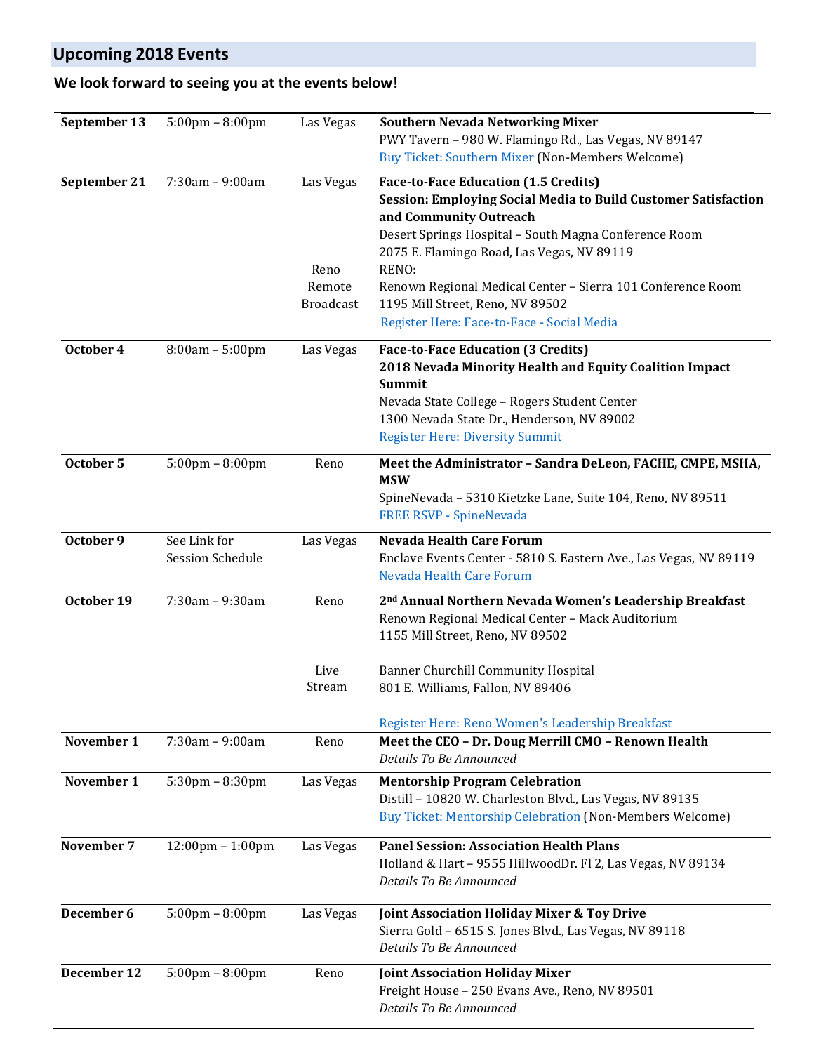## Upcoming 2018 Events

**We look forward to seeing you at the events below!**

| | | | |
|---|---|---|---|
| **September 13** | 5:00pm – 8:00pm | Las Vegas | **Southern Nevada Networking Mixer**<br>PWY Tavern – 980 W. Flamingo Rd., Las Vegas, NV 89147<br>Buy Ticket: Southern Mixer (Non-Members Welcome) |
| **September 21** | 7:30am – 9:00am | Las Vegas<br><br><br><br>Reno Remote Broadcast | **Face-to-Face Education (1.5 Credits)**<br>**Session: Employing Social Media to Build Customer Satisfaction and Community Outreach**<br>Desert Springs Hospital – South Magna Conference Room<br>2075 E. Flamingo Road, Las Vegas, NV 89119<br>RENO:<br>Renown Regional Medical Center – Sierra 101 Conference Room<br>1195 Mill Street, Reno, NV 89502<br>Register Here: Face-to-Face - Social Media |
| **October 4** | 8:00am – 5:00pm | Las Vegas | **Face-to-Face Education (3 Credits)**<br>**2018 Nevada Minority Health and Equity Coalition Impact Summit**<br>Nevada State College – Rogers Student Center<br>1300 Nevada State Dr., Henderson, NV 89002<br>Register Here: Diversity Summit |
| **October 5** | 5:00pm – 8:00pm | Reno | **Meet the Administrator – Sandra DeLeon, FACHE, CMPE, MSHA, MSW**<br>SpineNevada – 5310 Kietzke Lane, Suite 104, Reno, NV 89511<br>FREE RSVP - SpineNevada |
| **October 9** | See Link for Session Schedule | Las Vegas | **Nevada Health Care Forum**<br>Enclave Events Center - 5810 S. Eastern Ave., Las Vegas, NV 89119<br>Nevada Health Care Forum |
| **October 19** | 7:30am – 9:30am | Reno<br><br><br>Live Stream | **2nd Annual Northern Nevada Women's Leadership Breakfast**<br>Renown Regional Medical Center – Mack Auditorium<br>1155 Mill Street, Reno, NV 89502<br><br>Banner Churchill Community Hospital<br>801 E. Williams, Fallon, NV 89406<br><br>Register Here: Reno Women's Leadership Breakfast |
| **November 1** | 7:30am – 9:00am | Reno | **Meet the CEO – Dr. Doug Merrill CMO – Renown Health**<br>*Details To Be Announced* |
| **November 1** | 5:30pm – 8:30pm | Las Vegas | **Mentorship Program Celebration**<br>Distill – 10820 W. Charleston Blvd., Las Vegas, NV 89135<br>Buy Ticket: Mentorship Celebration (Non-Members Welcome) |
| **November 7** | 12:00pm – 1:00pm | Las Vegas | **Panel Session: Association Health Plans**<br>Holland & Hart – 9555 HillwoodDr. Fl 2, Las Vegas, NV 89134<br>*Details To Be Announced* |
| **December 6** | 5:00pm – 8:00pm | Las Vegas | **Joint Association Holiday Mixer & Toy Drive**<br>Sierra Gold – 6515 S. Jones Blvd., Las Vegas, NV 89118<br>*Details To Be Announced* |
| **December 12** | 5:00pm – 8:00pm | Reno | **Joint Association Holiday Mixer**<br>Freight House – 250 Evans Ave., Reno, NV 89501<br>*Details To Be Announced* |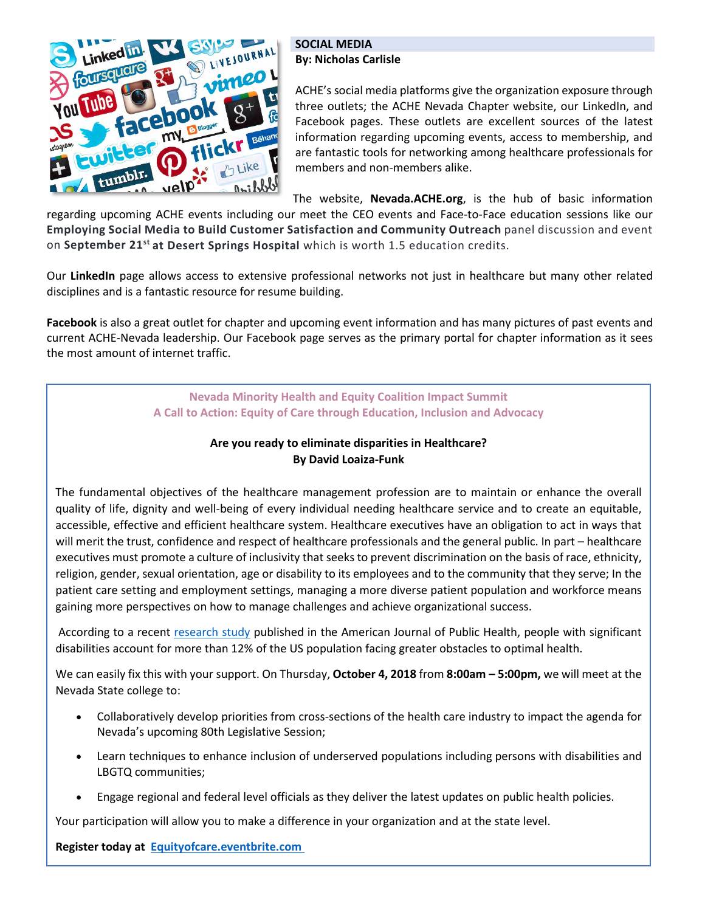## SOCIAL MEDIA

**By: Nicholas Carlisle**

ACHE's social media platforms give the organization exposure through three outlets; the ACHE Nevada Chapter website, our LinkedIn, and Facebook pages. These outlets are excellent sources of the latest information regarding upcoming events, access to membership, and are fantastic tools for networking among healthcare professionals for members and non-members alike.

The website, **Nevada.ACHE.org**, is the hub of basic information regarding upcoming ACHE events including our meet the CEO events and Face-to-Face education sessions like our **Employing Social Media to Build Customer Satisfaction and Community Outreach** panel discussion and event on **September 21st at Desert Springs Hospital** which is worth 1.5 education credits.

Our **LinkedIn** page allows access to extensive professional networks not just in healthcare but many other related disciplines and is a fantastic resource for resume building.

**Facebook** is also a great outlet for chapter and upcoming event information and has many pictures of past events and current ACHE-Nevada leadership. Our Facebook page serves as the primary portal for chapter information as it sees the most amount of internet traffic.

## Nevada Minority Health and Equity Coalition Impact Summit
### A Call to Action: Equity of Care through Education, Inclusion and Advocacy

**Are you ready to eliminate disparities in Healthcare?**
**By David Loaiza-Funk**

The fundamental objectives of the healthcare management profession are to maintain or enhance the overall quality of life, dignity and well-being of every individual needing healthcare service and to create an equitable, accessible, effective and efficient healthcare system. Healthcare executives have an obligation to act in ways that will merit the trust, confidence and respect of healthcare professionals and the general public. In part – healthcare executives must promote a culture of inclusivity that seeks to prevent discrimination on the basis of race, ethnicity, religion, gender, sexual orientation, age or disability to its employees and to the community that they serve; In the patient care setting and employment settings, managing a more diverse patient population and workforce means gaining more perspectives on how to manage challenges and achieve organizational success.

According to a recent research study published in the American Journal of Public Health, people with significant disabilities account for more than 12% of the US population facing greater obstacles to optimal health.

We can easily fix this with your support. On Thursday, **October 4, 2018** from **8:00am – 5:00pm,** we will meet at the Nevada State college to:

- Collaboratively develop priorities from cross-sections of the health care industry to impact the agenda for Nevada's upcoming 80th Legislative Session;
- Learn techniques to enhance inclusion of underserved populations including persons with disabilities and LBGTQ communities;
- Engage regional and federal level officials as they deliver the latest updates on public health policies.

Your participation will allow you to make a difference in your organization and at the state level.

**Register today at Equityofcare.eventbrite.com**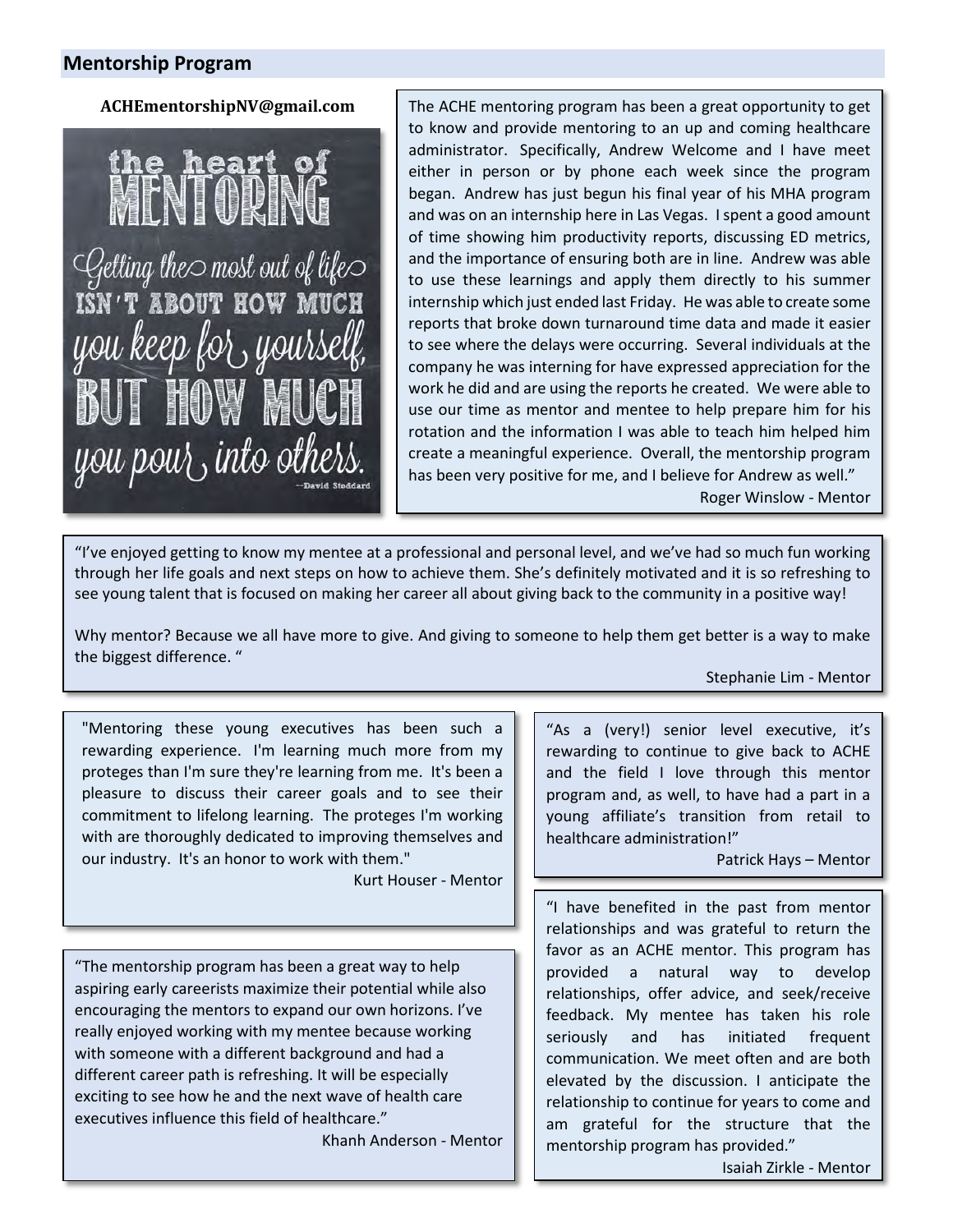## Mentorship Program

**ACHEmentorshipNV@gmail.com**

the heart of MENTORING

Getting the most out of life ISN'T ABOUT HOW MUCH you keep for yourself, BUT HOW MUCH you pour into others.

—David Stoddard

The ACHE mentoring program has been a great opportunity to get to know and provide mentoring to an up and coming healthcare administrator. Specifically, Andrew Welcome and I have meet either in person or by phone each week since the program began. Andrew has just begun his final year of his MHA program and was on an internship here in Las Vegas. I spent a good amount of time showing him productivity reports, discussing ED metrics, and the importance of ensuring both are in line. Andrew was able to use these learnings and apply them directly to his summer internship which just ended last Friday. He was able to create some reports that broke down turnaround time data and made it easier to see where the delays were occurring. Several individuals at the company he was interning for have expressed appreciation for the work he did and are using the reports he created. We were able to use our time as mentor and mentee to help prepare him for his rotation and the information I was able to teach him helped him create a meaningful experience. Overall, the mentorship program has been very positive for me, and I believe for Andrew as well."

Roger Winslow - Mentor

"I've enjoyed getting to know my mentee at a professional and personal level, and we've had so much fun working through her life goals and next steps on how to achieve them. She's definitely motivated and it is so refreshing to see young talent that is focused on making her career all about giving back to the community in a positive way!

Why mentor? Because we all have more to give. And giving to someone to help them get better is a way to make the biggest difference. "

Stephanie Lim - Mentor

"Mentoring these young executives has been such a rewarding experience. I'm learning much more from my proteges than I'm sure they're learning from me. It's been a pleasure to discuss their career goals and to see their commitment to lifelong learning. The proteges I'm working with are thoroughly dedicated to improving themselves and our industry. It's an honor to work with them."

Kurt Houser - Mentor

"The mentorship program has been a great way to help aspiring early careerists maximize their potential while also encouraging the mentors to expand our own horizons. I've really enjoyed working with my mentee because working with someone with a different background and had a different career path is refreshing. It will be especially exciting to see how he and the next wave of health care executives influence this field of healthcare."

Khanh Anderson - Mentor

"As a (very!) senior level executive, it's rewarding to continue to give back to ACHE and the field I love through this mentor program and, as well, to have had a part in a young affiliate's transition from retail to healthcare administration!"

Patrick Hays – Mentor

"I have benefited in the past from mentor relationships and was grateful to return the favor as an ACHE mentor. This program has provided a natural way to develop relationships, offer advice, and seek/receive feedback. My mentee has taken his role seriously and has initiated frequent communication. We meet often and are both elevated by the discussion. I anticipate the relationship to continue for years to come and am grateful for the structure that the mentorship program has provided."

Isaiah Zirkle - Mentor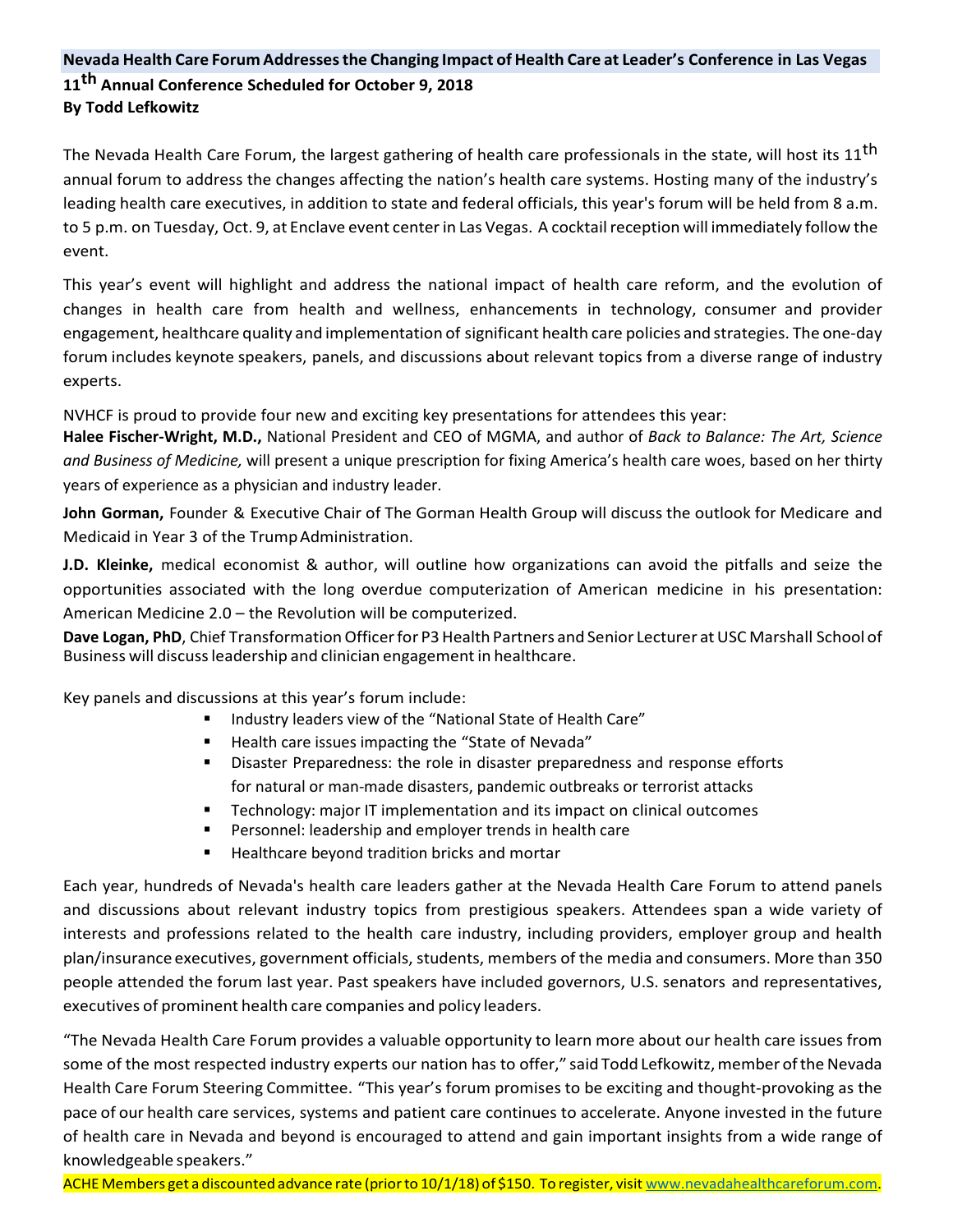## Nevada Health Care Forum Addresses the Changing Impact of Health Care at Leader's Conference in Las Vegas

**11th Annual Conference Scheduled for October 9, 2018**
**By Todd Lefkowitz**

The Nevada Health Care Forum, the largest gathering of health care professionals in the state, will host its 11th annual forum to address the changes affecting the nation's health care systems. Hosting many of the industry's leading health care executives, in addition to state and federal officials, this year's forum will be held from 8 a.m. to 5 p.m. on Tuesday, Oct. 9, at Enclave event center in Las Vegas. A cocktail reception will immediately follow the event.

This year's event will highlight and address the national impact of health care reform, and the evolution of changes in health care from health and wellness, enhancements in technology, consumer and provider engagement, healthcare quality and implementation of significant health care policies and strategies. The one-day forum includes keynote speakers, panels, and discussions about relevant topics from a diverse range of industry experts.

NVHCF is proud to provide four new and exciting key presentations for attendees this year:

**Halee Fischer-Wright, M.D.,** National President and CEO of MGMA, and author of *Back to Balance: The Art, Science and Business of Medicine,* will present a unique prescription for fixing America's health care woes, based on her thirty years of experience as a physician and industry leader.

**John Gorman,** Founder & Executive Chair of The Gorman Health Group will discuss the outlook for Medicare and Medicaid in Year 3 of the Trump Administration.

**J.D. Kleinke,** medical economist & author, will outline how organizations can avoid the pitfalls and seize the opportunities associated with the long overdue computerization of American medicine in his presentation: American Medicine 2.0 – the Revolution will be computerized.

**Dave Logan, PhD**, Chief Transformation Officer for P3 Health Partners and Senior Lecturer at USC Marshall School of Business will discuss leadership and clinician engagement in healthcare.

Key panels and discussions at this year's forum include:

- Industry leaders view of the "National State of Health Care"
- Health care issues impacting the "State of Nevada"
- Disaster Preparedness: the role in disaster preparedness and response efforts for natural or man-made disasters, pandemic outbreaks or terrorist attacks
- Technology: major IT implementation and its impact on clinical outcomes
- Personnel: leadership and employer trends in health care
- Healthcare beyond tradition bricks and mortar

Each year, hundreds of Nevada's health care leaders gather at the Nevada Health Care Forum to attend panels and discussions about relevant industry topics from prestigious speakers. Attendees span a wide variety of interests and professions related to the health care industry, including providers, employer group and health plan/insurance executives, government officials, students, members of the media and consumers. More than 350 people attended the forum last year. Past speakers have included governors, U.S. senators and representatives, executives of prominent health care companies and policy leaders.

"The Nevada Health Care Forum provides a valuable opportunity to learn more about our health care issues from some of the most respected industry experts our nation has to offer," said Todd Lefkowitz, member of the Nevada Health Care Forum Steering Committee. "This year's forum promises to be exciting and thought-provoking as the pace of our health care services, systems and patient care continues to accelerate. Anyone invested in the future of health care in Nevada and beyond is encouraged to attend and gain important insights from a wide range of knowledgeable speakers."

ACHE Members get a discounted advance rate (prior to 10/1/18) of $150. To register, visit www.nevadahealthcareforum.com.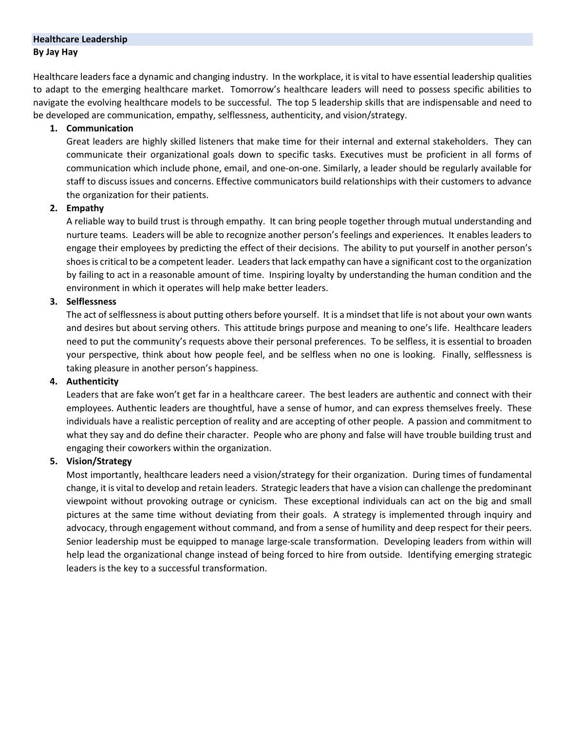## Healthcare Leadership

**By Jay Hay**

Healthcare leaders face a dynamic and changing industry. In the workplace, it is vital to have essential leadership qualities to adapt to the emerging healthcare market. Tomorrow's healthcare leaders will need to possess specific abilities to navigate the evolving healthcare models to be successful. The top 5 leadership skills that are indispensable and need to be developed are communication, empathy, selflessness, authenticity, and vision/strategy.

1. **Communication**
   Great leaders are highly skilled listeners that make time for their internal and external stakeholders. They can communicate their organizational goals down to specific tasks. Executives must be proficient in all forms of communication which include phone, email, and one-on-one. Similarly, a leader should be regularly available for staff to discuss issues and concerns. Effective communicators build relationships with their customers to advance the organization for their patients.

2. **Empathy**
   A reliable way to build trust is through empathy. It can bring people together through mutual understanding and nurture teams. Leaders will be able to recognize another person's feelings and experiences. It enables leaders to engage their employees by predicting the effect of their decisions. The ability to put yourself in another person's shoes is critical to be a competent leader. Leaders that lack empathy can have a significant cost to the organization by failing to act in a reasonable amount of time. Inspiring loyalty by understanding the human condition and the environment in which it operates will help make better leaders.

3. **Selflessness**
   The act of selflessness is about putting others before yourself. It is a mindset that life is not about your own wants and desires but about serving others. This attitude brings purpose and meaning to one's life. Healthcare leaders need to put the community's requests above their personal preferences. To be selfless, it is essential to broaden your perspective, think about how people feel, and be selfless when no one is looking. Finally, selflessness is taking pleasure in another person's happiness.

4. **Authenticity**
   Leaders that are fake won't get far in a healthcare career. The best leaders are authentic and connect with their employees. Authentic leaders are thoughtful, have a sense of humor, and can express themselves freely. These individuals have a realistic perception of reality and are accepting of other people. A passion and commitment to what they say and do define their character. People who are phony and false will have trouble building trust and engaging their coworkers within the organization.

5. **Vision/Strategy**
   Most importantly, healthcare leaders need a vision/strategy for their organization. During times of fundamental change, it is vital to develop and retain leaders. Strategic leaders that have a vision can challenge the predominant viewpoint without provoking outrage or cynicism. These exceptional individuals can act on the big and small pictures at the same time without deviating from their goals. A strategy is implemented through inquiry and advocacy, through engagement without command, and from a sense of humility and deep respect for their peers. Senior leadership must be equipped to manage large-scale transformation. Developing leaders from within will help lead the organizational change instead of being forced to hire from outside. Identifying emerging strategic leaders is the key to a successful transformation.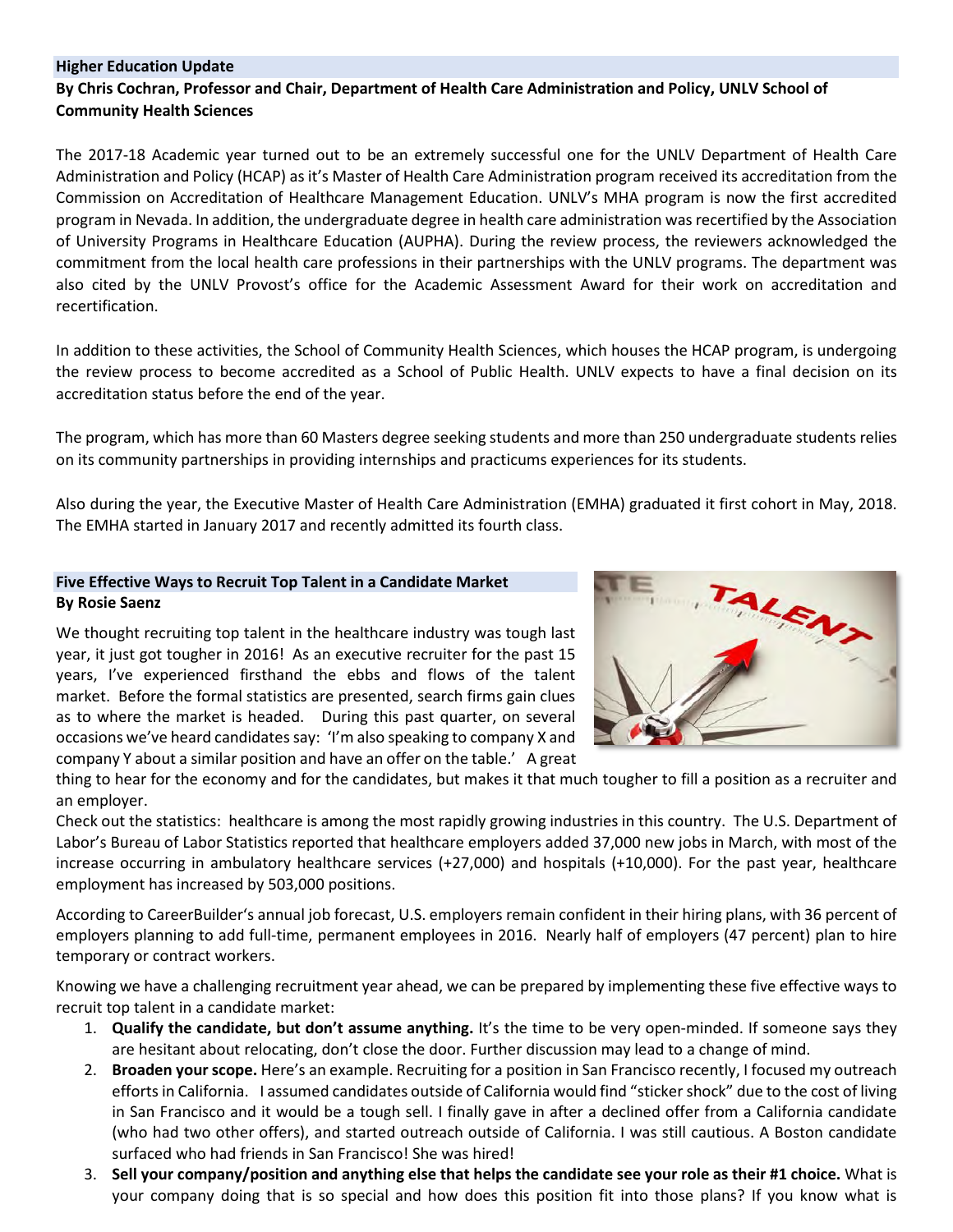## Higher Education Update

**By Chris Cochran, Professor and Chair, Department of Health Care Administration and Policy, UNLV School of Community Health Sciences**

The 2017-18 Academic year turned out to be an extremely successful one for the UNLV Department of Health Care Administration and Policy (HCAP) as it's Master of Health Care Administration program received its accreditation from the Commission on Accreditation of Healthcare Management Education. UNLV's MHA program is now the first accredited program in Nevada. In addition, the undergraduate degree in health care administration was recertified by the Association of University Programs in Healthcare Education (AUPHA). During the review process, the reviewers acknowledged the commitment from the local health care professions in their partnerships with the UNLV programs. The department was also cited by the UNLV Provost's office for the Academic Assessment Award for their work on accreditation and recertification.

In addition to these activities, the School of Community Health Sciences, which houses the HCAP program, is undergoing the review process to become accredited as a School of Public Health. UNLV expects to have a final decision on its accreditation status before the end of the year.

The program, which has more than 60 Masters degree seeking students and more than 250 undergraduate students relies on its community partnerships in providing internships and practicums experiences for its students.

Also during the year, the Executive Master of Health Care Administration (EMHA) graduated it first cohort in May, 2018. The EMHA started in January 2017 and recently admitted its fourth class.

## Five Effective Ways to Recruit Top Talent in a Candidate Market

**By Rosie Saenz**

We thought recruiting top talent in the healthcare industry was tough last year, it just got tougher in 2016! As an executive recruiter for the past 15 years, I've experienced firsthand the ebbs and flows of the talent market. Before the formal statistics are presented, search firms gain clues as to where the market is headed. During this past quarter, on several occasions we've heard candidates say: 'I'm also speaking to company X and company Y about a similar position and have an offer on the table.' A great thing to hear for the economy and for the candidates, but makes it that much tougher to fill a position as a recruiter and an employer.

Check out the statistics: healthcare is among the most rapidly growing industries in this country. The U.S. Department of Labor's Bureau of Labor Statistics reported that healthcare employers added 37,000 new jobs in March, with most of the increase occurring in ambulatory healthcare services (+27,000) and hospitals (+10,000). For the past year, healthcare employment has increased by 503,000 positions.

According to CareerBuilder's annual job forecast, U.S. employers remain confident in their hiring plans, with 36 percent of employers planning to add full-time, permanent employees in 2016. Nearly half of employers (47 percent) plan to hire temporary or contract workers.

Knowing we have a challenging recruitment year ahead, we can be prepared by implementing these five effective ways to recruit top talent in a candidate market:

1. **Qualify the candidate, but don't assume anything.** It's the time to be very open-minded. If someone says they are hesitant about relocating, don't close the door. Further discussion may lead to a change of mind.
2. **Broaden your scope.** Here's an example. Recruiting for a position in San Francisco recently, I focused my outreach efforts in California. I assumed candidates outside of California would find "sticker shock" due to the cost of living in San Francisco and it would be a tough sell. I finally gave in after a declined offer from a California candidate (who had two other offers), and started outreach outside of California. I was still cautious. A Boston candidate surfaced who had friends in San Francisco! She was hired!
3. **Sell your company/position and anything else that helps the candidate see your role as their #1 choice.** What is your company doing that is so special and how does this position fit into those plans? If you know what is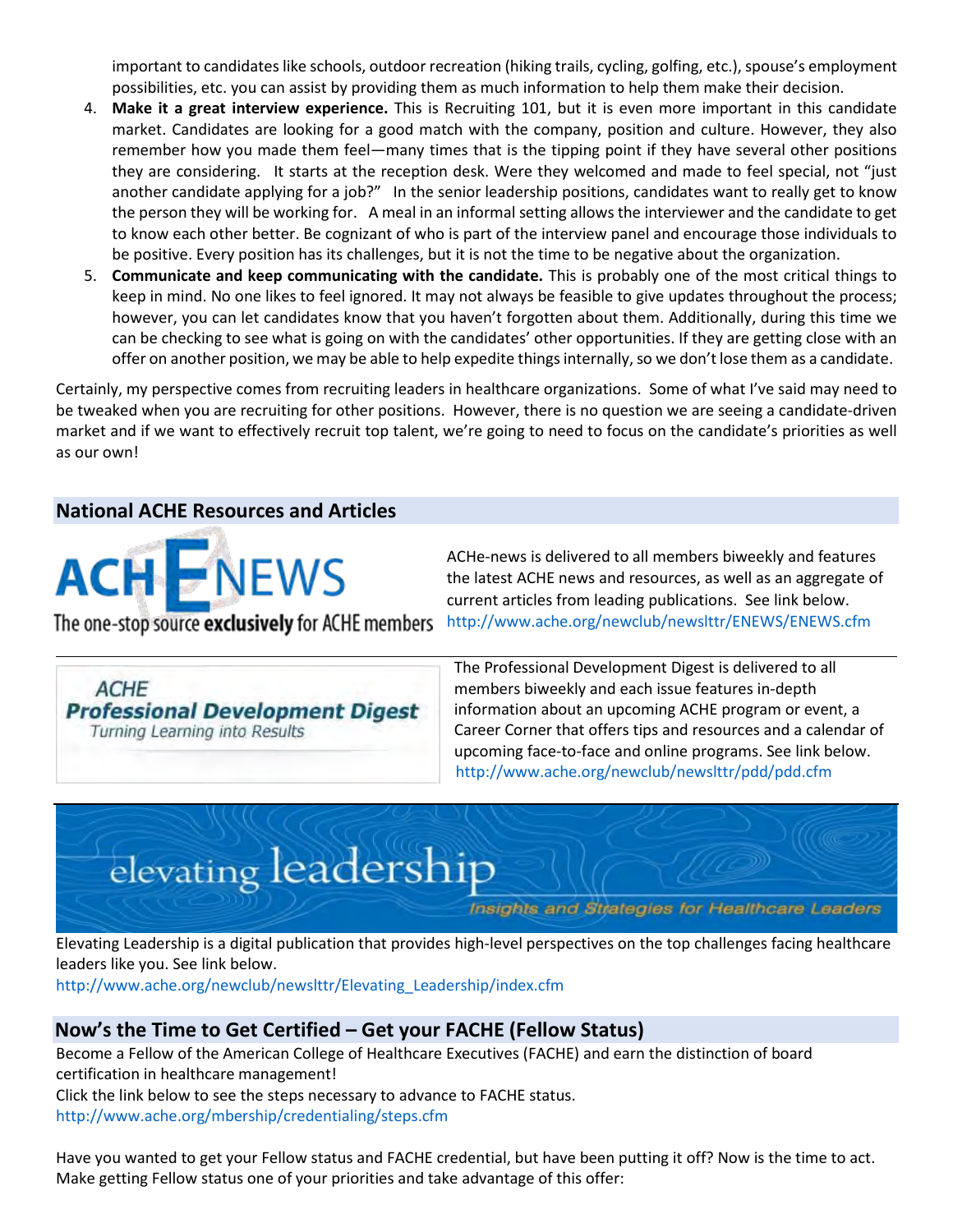important to candidates like schools, outdoor recreation (hiking trails, cycling, golfing, etc.), spouse's employment possibilities, etc. you can assist by providing them as much information to help them make their decision.

4. **Make it a great interview experience.** This is Recruiting 101, but it is even more important in this candidate market. Candidates are looking for a good match with the company, position and culture. However, they also remember how you made them feel—many times that is the tipping point if they have several other positions they are considering. It starts at the reception desk. Were they welcomed and made to feel special, not "just another candidate applying for a job?" In the senior leadership positions, candidates want to really get to know the person they will be working for. A meal in an informal setting allows the interviewer and the candidate to get to know each other better. Be cognizant of who is part of the interview panel and encourage those individuals to be positive. Every position has its challenges, but it is not the time to be negative about the organization.
5. **Communicate and keep communicating with the candidate.** This is probably one of the most critical things to keep in mind. No one likes to feel ignored. It may not always be feasible to give updates throughout the process; however, you can let candidates know that you haven't forgotten about them. Additionally, during this time we can be checking to see what is going on with the candidates' other opportunities. If they are getting close with an offer on another position, we may be able to help expedite things internally, so we don't lose them as a candidate.

Certainly, my perspective comes from recruiting leaders in healthcare organizations. Some of what I've said may need to be tweaked when you are recruiting for other positions. However, there is no question we are seeing a candidate-driven market and if we want to effectively recruit top talent, we're going to need to focus on the candidate's priorities as well as our own!

## National ACHE Resources and Articles

**ACHE NEWS**
The one-stop source **exclusively** for ACHE members

ACHe-news is delivered to all members biweekly and features the latest ACHE news and resources, as well as an aggregate of current articles from leading publications. See link below.
http://www.ache.org/newclub/newslttr/ENEWS/ENEWS.cfm

*ACHE*
***Professional Development Digest***
*Turning Learning into Results*

The Professional Development Digest is delivered to all members biweekly and each issue features in-depth information about an upcoming ACHE program or event, a Career Corner that offers tips and resources and a calendar of upcoming face-to-face and online programs. See link below.
http://www.ache.org/newclub/newslttr/pdd/pdd.cfm

**elevating leadership**
*Insights and Strategies for Healthcare Leaders*

Elevating Leadership is a digital publication that provides high-level perspectives on the top challenges facing healthcare leaders like you. See link below.
http://www.ache.org/newclub/newslttr/Elevating_Leadership/index.cfm

## Now's the Time to Get Certified – Get your FACHE (Fellow Status)

Become a Fellow of the American College of Healthcare Executives (FACHE) and earn the distinction of board certification in healthcare management!
Click the link below to see the steps necessary to advance to FACHE status.
http://www.ache.org/mbership/credentialing/steps.cfm

Have you wanted to get your Fellow status and FACHE credential, but have been putting it off? Now is the time to act. Make getting Fellow status one of your priorities and take advantage of this offer: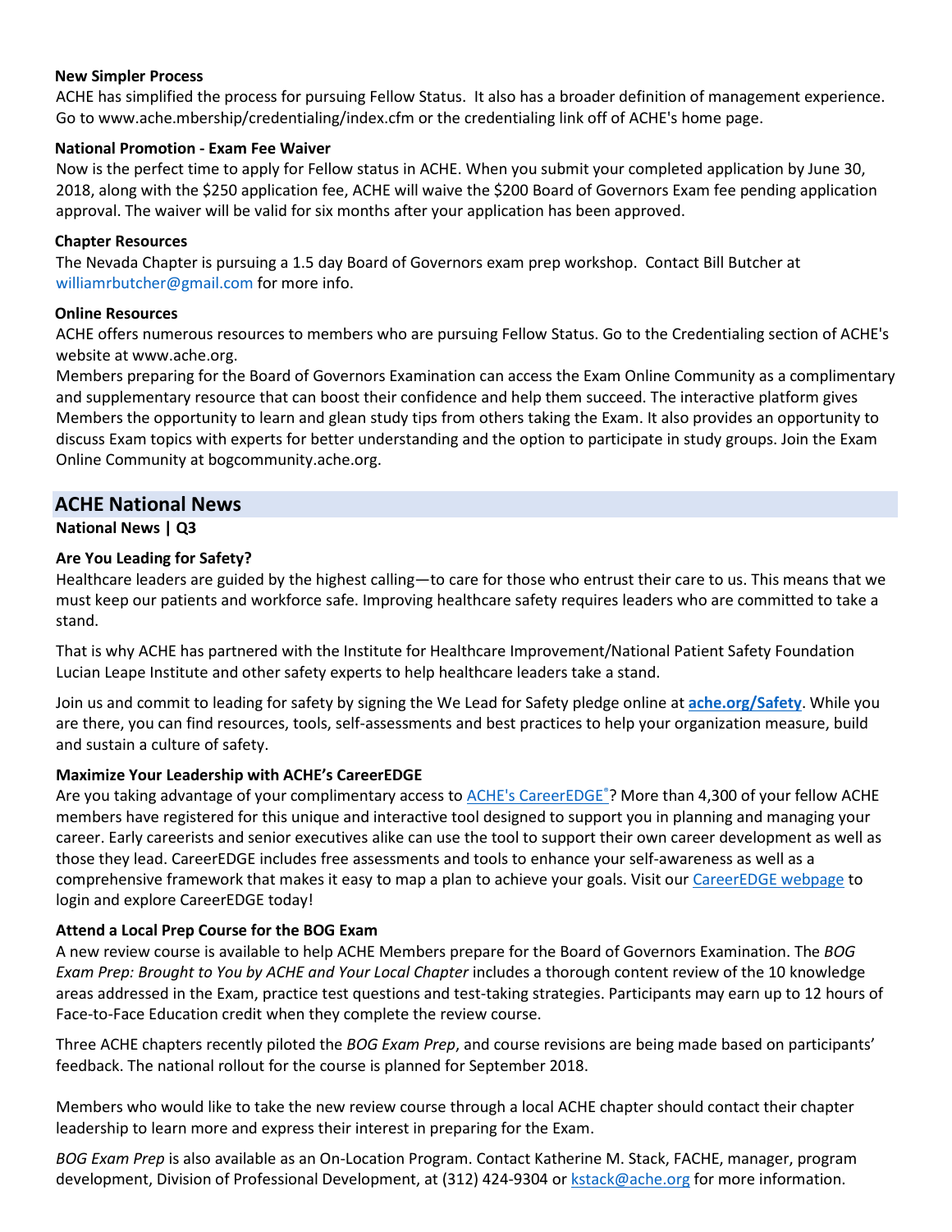**New Simpler Process**

ACHE has simplified the process for pursuing Fellow Status. It also has a broader definition of management experience. Go to www.ache.mbership/credentialing/index.cfm or the credentialing link off of ACHE's home page.

**National Promotion - Exam Fee Waiver**

Now is the perfect time to apply for Fellow status in ACHE. When you submit your completed application by June 30, 2018, along with the $250 application fee, ACHE will waive the $200 Board of Governors Exam fee pending application approval. The waiver will be valid for six months after your application has been approved.

**Chapter Resources**

The Nevada Chapter is pursuing a 1.5 day Board of Governors exam prep workshop. Contact Bill Butcher at williamrbutcher@gmail.com for more info.

**Online Resources**

ACHE offers numerous resources to members who are pursuing Fellow Status. Go to the Credentialing section of ACHE's website at www.ache.org.

Members preparing for the Board of Governors Examination can access the Exam Online Community as a complimentary and supplementary resource that can boost their confidence and help them succeed. The interactive platform gives Members the opportunity to learn and glean study tips from others taking the Exam. It also provides an opportunity to discuss Exam topics with experts for better understanding and the option to participate in study groups. Join the Exam Online Community at bogcommunity.ache.org.

## ACHE National News

**National News | Q3**

**Are You Leading for Safety?**

Healthcare leaders are guided by the highest calling—to care for those who entrust their care to us. This means that we must keep our patients and workforce safe. Improving healthcare safety requires leaders who are committed to take a stand.

That is why ACHE has partnered with the Institute for Healthcare Improvement/National Patient Safety Foundation Lucian Leape Institute and other safety experts to help healthcare leaders take a stand.

Join us and commit to leading for safety by signing the We Lead for Safety pledge online at **ache.org/Safety**. While you are there, you can find resources, tools, self-assessments and best practices to help your organization measure, build and sustain a culture of safety.

**Maximize Your Leadership with ACHE's CareerEDGE**

Are you taking advantage of your complimentary access to ACHE's CareerEDGE®? More than 4,300 of your fellow ACHE members have registered for this unique and interactive tool designed to support you in planning and managing your career. Early careerists and senior executives alike can use the tool to support their own career development as well as those they lead. CareerEDGE includes free assessments and tools to enhance your self-awareness as well as a comprehensive framework that makes it easy to map a plan to achieve your goals. Visit our CareerEDGE webpage to login and explore CareerEDGE today!

**Attend a Local Prep Course for the BOG Exam**

A new review course is available to help ACHE Members prepare for the Board of Governors Examination. The *BOG Exam Prep: Brought to You by ACHE and Your Local Chapter* includes a thorough content review of the 10 knowledge areas addressed in the Exam, practice test questions and test-taking strategies. Participants may earn up to 12 hours of Face-to-Face Education credit when they complete the review course.

Three ACHE chapters recently piloted the *BOG Exam Prep*, and course revisions are being made based on participants' feedback. The national rollout for the course is planned for September 2018.

Members who would like to take the new review course through a local ACHE chapter should contact their chapter leadership to learn more and express their interest in preparing for the Exam.

*BOG Exam Prep* is also available as an On-Location Program. Contact Katherine M. Stack, FACHE, manager, program development, Division of Professional Development, at (312) 424-9304 or kstack@ache.org for more information.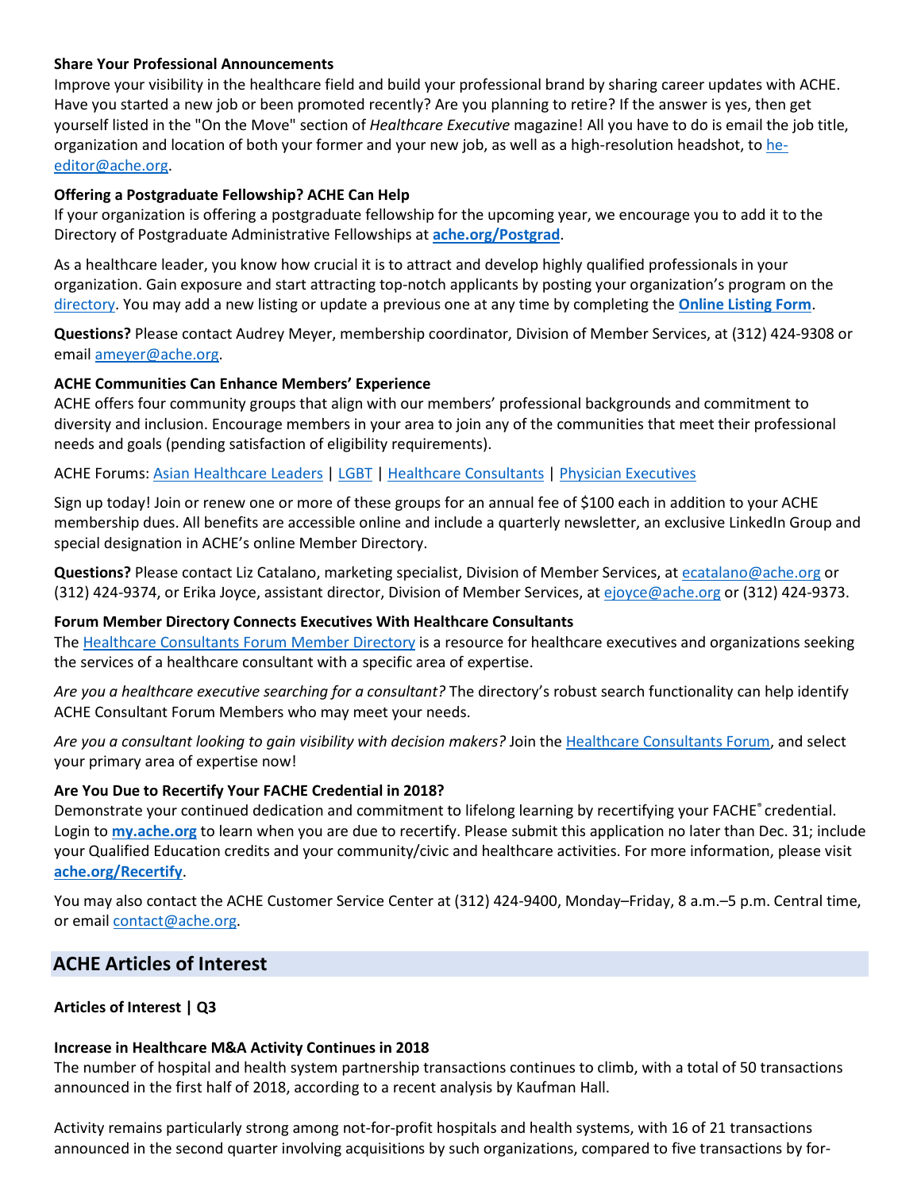**Share Your Professional Announcements**

Improve your visibility in the healthcare field and build your professional brand by sharing career updates with ACHE. Have you started a new job or been promoted recently? Are you planning to retire? If the answer is yes, then get yourself listed in the "On the Move" section of *Healthcare Executive* magazine! All you have to do is email the job title, organization and location of both your former and your new job, as well as a high-resolution headshot, to he-editor@ache.org.

**Offering a Postgraduate Fellowship? ACHE Can Help**

If your organization is offering a postgraduate fellowship for the upcoming year, we encourage you to add it to the Directory of Postgraduate Administrative Fellowships at **ache.org/Postgrad**.

As a healthcare leader, you know how crucial it is to attract and develop highly qualified professionals in your organization. Gain exposure and start attracting top-notch applicants by posting your organization's program on the directory. You may add a new listing or update a previous one at any time by completing the **Online Listing Form**.

**Questions?** Please contact Audrey Meyer, membership coordinator, Division of Member Services, at (312) 424-9308 or email ameyer@ache.org.

**ACHE Communities Can Enhance Members' Experience**

ACHE offers four community groups that align with our members' professional backgrounds and commitment to diversity and inclusion. Encourage members in your area to join any of the communities that meet their professional needs and goals (pending satisfaction of eligibility requirements).

ACHE Forums: Asian Healthcare Leaders | LGBT | Healthcare Consultants | Physician Executives

Sign up today! Join or renew one or more of these groups for an annual fee of $100 each in addition to your ACHE membership dues. All benefits are accessible online and include a quarterly newsletter, an exclusive LinkedIn Group and special designation in ACHE's online Member Directory.

**Questions?** Please contact Liz Catalano, marketing specialist, Division of Member Services, at ecatalano@ache.org or (312) 424-9374, or Erika Joyce, assistant director, Division of Member Services, at ejoyce@ache.org or (312) 424-9373.

**Forum Member Directory Connects Executives With Healthcare Consultants**

The Healthcare Consultants Forum Member Directory is a resource for healthcare executives and organizations seeking the services of a healthcare consultant with a specific area of expertise.

*Are you a healthcare executive searching for a consultant?* The directory's robust search functionality can help identify ACHE Consultant Forum Members who may meet your needs.

*Are you a consultant looking to gain visibility with decision makers?* Join the Healthcare Consultants Forum, and select your primary area of expertise now!

**Are You Due to Recertify Your FACHE Credential in 2018?**

Demonstrate your continued dedication and commitment to lifelong learning by recertifying your FACHE® credential. Login to **my.ache.org** to learn when you are due to recertify. Please submit this application no later than Dec. 31; include your Qualified Education credits and your community/civic and healthcare activities. For more information, please visit **ache.org/Recertify**.

You may also contact the ACHE Customer Service Center at (312) 424-9400, Monday–Friday, 8 a.m.–5 p.m. Central time, or email contact@ache.org.

## ACHE Articles of Interest

**Articles of Interest | Q3**

**Increase in Healthcare M&A Activity Continues in 2018**

The number of hospital and health system partnership transactions continues to climb, with a total of 50 transactions announced in the first half of 2018, according to a recent analysis by Kaufman Hall.

Activity remains particularly strong among not-for-profit hospitals and health systems, with 16 of 21 transactions announced in the second quarter involving acquisitions by such organizations, compared to five transactions by for-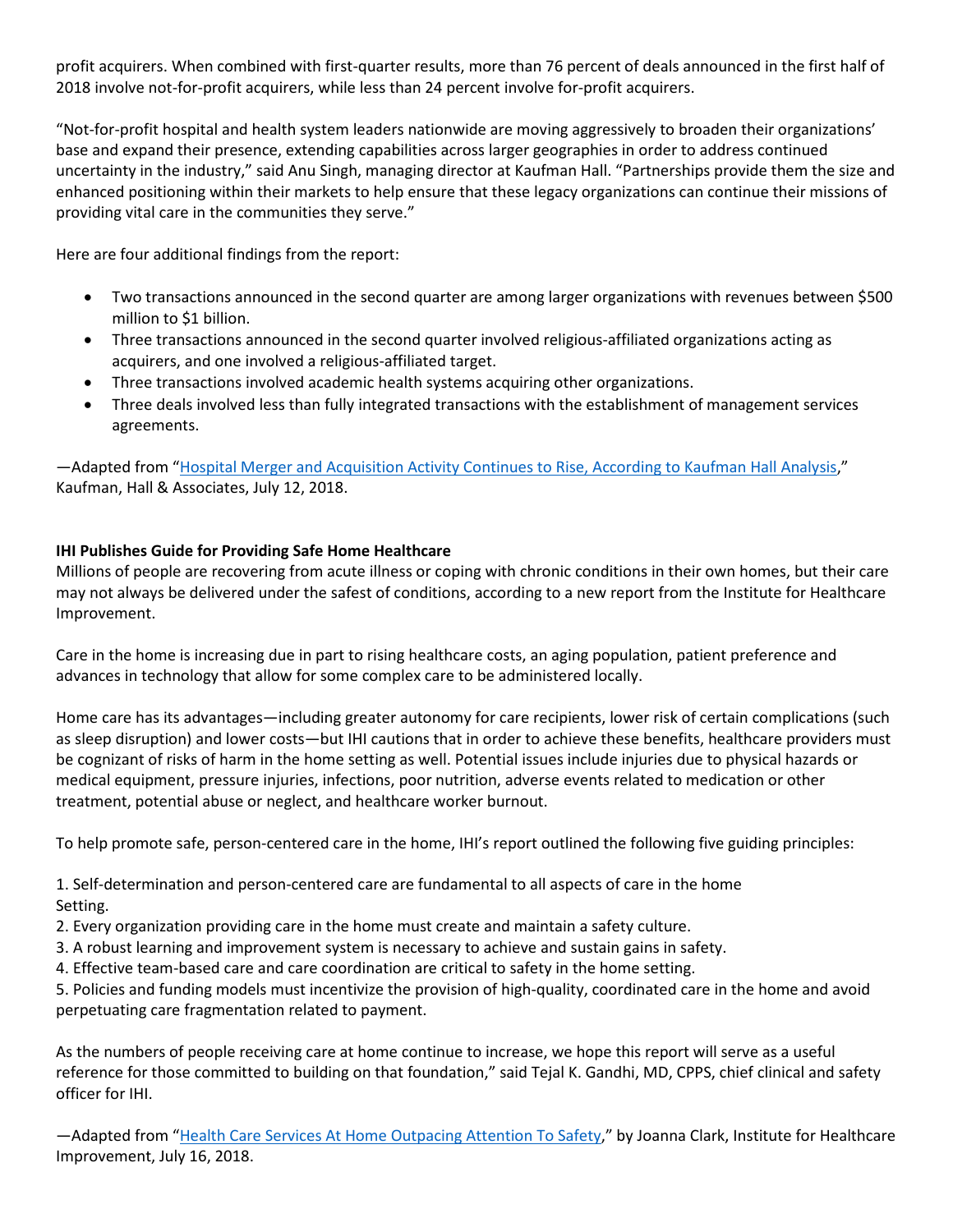profit acquirers. When combined with first-quarter results, more than 76 percent of deals announced in the first half of 2018 involve not-for-profit acquirers, while less than 24 percent involve for-profit acquirers.

"Not-for-profit hospital and health system leaders nationwide are moving aggressively to broaden their organizations' base and expand their presence, extending capabilities across larger geographies in order to address continued uncertainty in the industry," said Anu Singh, managing director at Kaufman Hall. "Partnerships provide them the size and enhanced positioning within their markets to help ensure that these legacy organizations can continue their missions of providing vital care in the communities they serve."

Here are four additional findings from the report:

- Two transactions announced in the second quarter are among larger organizations with revenues between $500 million to $1 billion.
- Three transactions announced in the second quarter involved religious-affiliated organizations acting as acquirers, and one involved a religious-affiliated target.
- Three transactions involved academic health systems acquiring other organizations.
- Three deals involved less than fully integrated transactions with the establishment of management services agreements.

—Adapted from "Hospital Merger and Acquisition Activity Continues to Rise, According to Kaufman Hall Analysis," Kaufman, Hall & Associates, July 12, 2018.

**IHI Publishes Guide for Providing Safe Home Healthcare**

Millions of people are recovering from acute illness or coping with chronic conditions in their own homes, but their care may not always be delivered under the safest of conditions, according to a new report from the Institute for Healthcare Improvement.

Care in the home is increasing due in part to rising healthcare costs, an aging population, patient preference and advances in technology that allow for some complex care to be administered locally.

Home care has its advantages—including greater autonomy for care recipients, lower risk of certain complications (such as sleep disruption) and lower costs—but IHI cautions that in order to achieve these benefits, healthcare providers must be cognizant of risks of harm in the home setting as well. Potential issues include injuries due to physical hazards or medical equipment, pressure injuries, infections, poor nutrition, adverse events related to medication or other treatment, potential abuse or neglect, and healthcare worker burnout.

To help promote safe, person-centered care in the home, IHI's report outlined the following five guiding principles:

1. Self-determination and person-centered care are fundamental to all aspects of care in the home Setting.
2. Every organization providing care in the home must create and maintain a safety culture.
3. A robust learning and improvement system is necessary to achieve and sustain gains in safety.
4. Effective team-based care and care coordination are critical to safety in the home setting.
5. Policies and funding models must incentivize the provision of high-quality, coordinated care in the home and avoid perpetuating care fragmentation related to payment.

As the numbers of people receiving care at home continue to increase, we hope this report will serve as a useful reference for those committed to building on that foundation," said Tejal K. Gandhi, MD, CPPS, chief clinical and safety officer for IHI.

—Adapted from "Health Care Services At Home Outpacing Attention To Safety," by Joanna Clark, Institute for Healthcare Improvement, July 16, 2018.